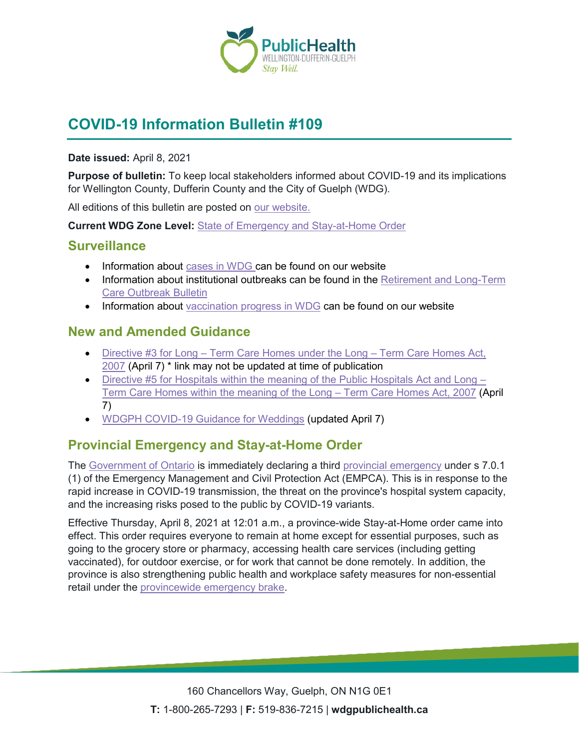# COVID-19 Information Bulletin #109

**Date issued:** April 8, 2021

**Purpose of bulletin:** To keep local stakeholders informed about COVID-19 and its implications for Wellington County, Dufferin County and the City of Guelph (WDG).

All editions of this bulletin are posted on our website.

**Current WDG Zone Level:** State of Emergency and Stay-at-Home Order

## Surveillance

- Information about cases in WDG can be found on our website
- Information about institutional outbreaks can be found in the Retirement and Long-Term Care Outbreak Bulletin
- Information about vaccination progress in WDG can be found on our website

## New and Amended Guidance

- Directive #3 for Long – Term Care Homes under the Long – Term Care Homes Act, 2007 (April 7) * link may not be updated at time of publication
- Directive #5 for Hospitals within the meaning of the Public Hospitals Act and Long – Term Care Homes within the meaning of the Long – Term Care Homes Act, 2007 (April 7)
- WDGPH COVID-19 Guidance for Weddings (updated April 7)

## Provincial Emergency and Stay-at-Home Order

The Government of Ontario is immediately declaring a third provincial emergency under s 7.0.1 (1) of the Emergency Management and Civil Protection Act (EMPCA). This is in response to the rapid increase in COVID-19 transmission, the threat on the province's hospital system capacity, and the increasing risks posed to the public by COVID-19 variants.

Effective Thursday, April 8, 2021 at 12:01 a.m., a province-wide Stay-at-Home order came into effect. This order requires everyone to remain at home except for essential purposes, such as going to the grocery store or pharmacy, accessing health care services (including getting vaccinated), for outdoor exercise, or for work that cannot be done remotely. In addition, the province is also strengthening public health and workplace safety measures for non-essential retail under the provincewide emergency brake.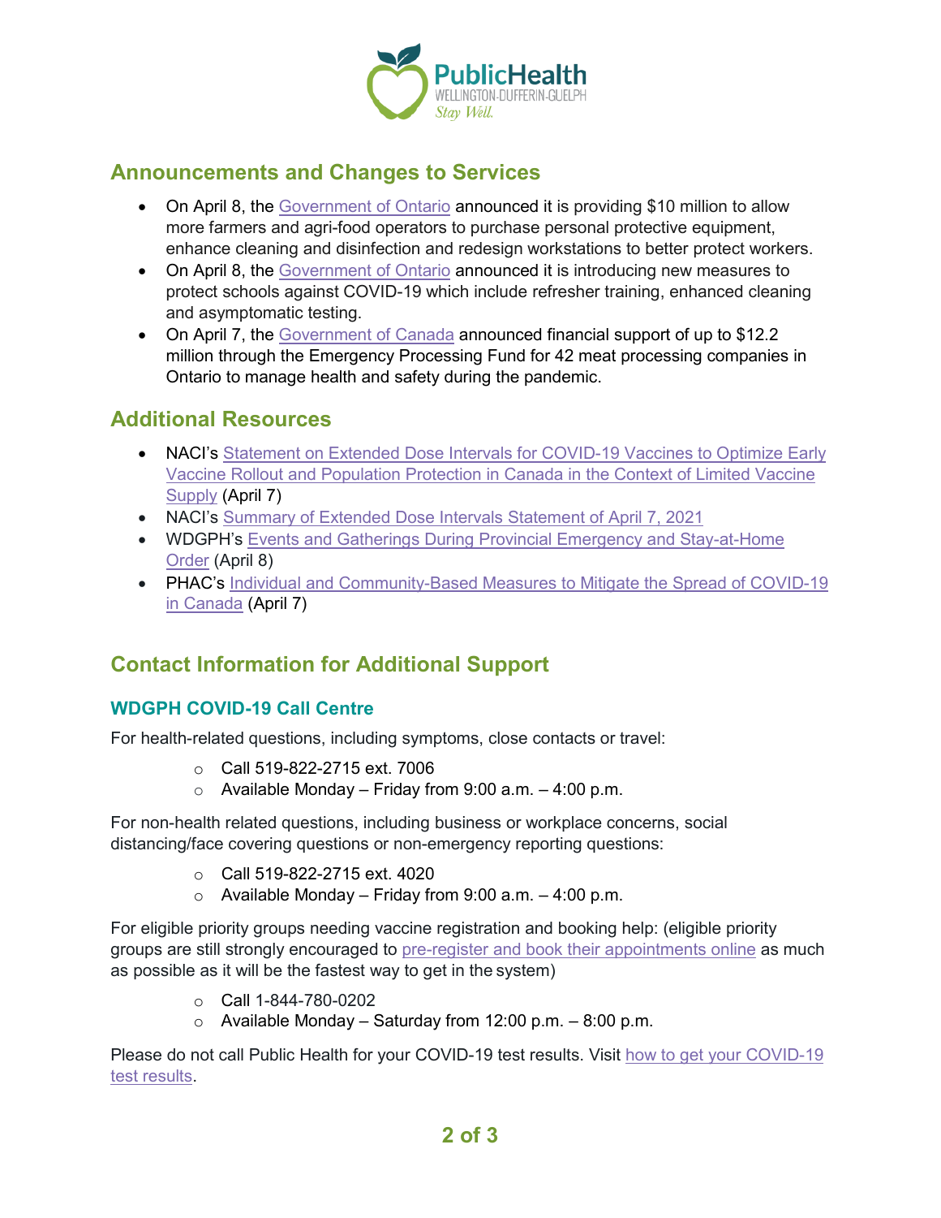## Announcements and Changes to Services

- On April 8, the Government of Ontario announced it is providing $10 million to allow more farmers and agri-food operators to purchase personal protective equipment, enhance cleaning and disinfection and redesign workstations to better protect workers.
- On April 8, the Government of Ontario announced it is introducing new measures to protect schools against COVID-19 which include refresher training, enhanced cleaning and asymptomatic testing.
- On April 7, the Government of Canada announced financial support of up to $12.2 million through the Emergency Processing Fund for 42 meat processing companies in Ontario to manage health and safety during the pandemic.

## Additional Resources

- NACI's Statement on Extended Dose Intervals for COVID-19 Vaccines to Optimize Early Vaccine Rollout and Population Protection in Canada in the Context of Limited Vaccine Supply (April 7)
- NACI's Summary of Extended Dose Intervals Statement of April 7, 2021
- WDGPH's Events and Gatherings During Provincial Emergency and Stay-at-Home Order (April 8)
- PHAC's Individual and Community-Based Measures to Mitigate the Spread of COVID-19 in Canada (April 7)

## Contact Information for Additional Support

### WDGPH COVID-19 Call Centre

For health-related questions, including symptoms, close contacts or travel:

- Call 519-822-2715 ext. 7006
- Available Monday – Friday from 9:00 a.m. – 4:00 p.m.

For non-health related questions, including business or workplace concerns, social distancing/face covering questions or non-emergency reporting questions:

- Call 519-822-2715 ext. 4020
- Available Monday – Friday from 9:00 a.m. – 4:00 p.m.

For eligible priority groups needing vaccine registration and booking help: (eligible priority groups are still strongly encouraged to pre-register and book their appointments online as much as possible as it will be the fastest way to get in the system)

- Call 1-844-780-0202
- Available Monday – Saturday from 12:00 p.m. – 8:00 p.m.

Please do not call Public Health for your COVID-19 test results. Visit how to get your COVID-19 test results.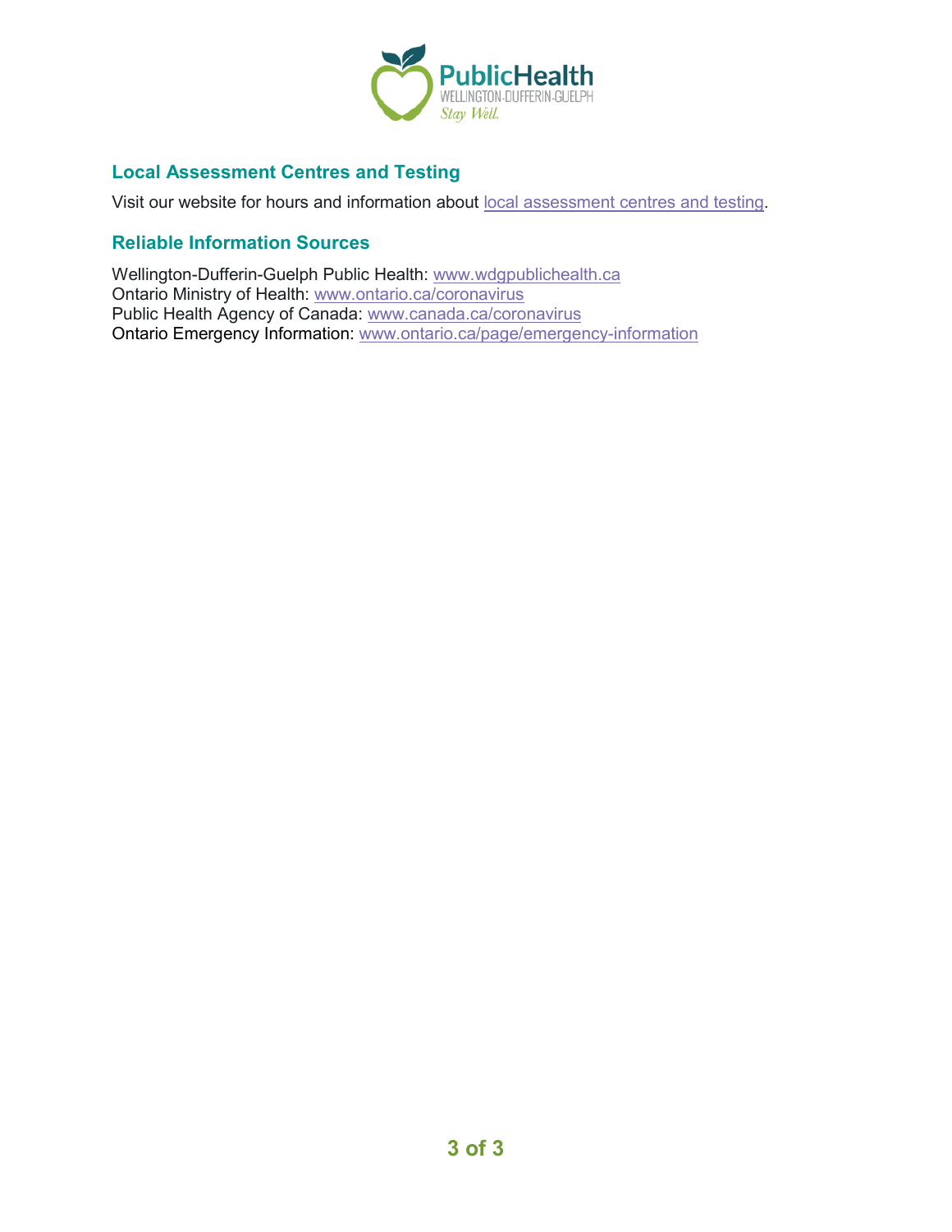## Local Assessment Centres and Testing

Visit our website for hours and information about local assessment centres and testing.

## Reliable Information Sources

Wellington-Dufferin-Guelph Public Health: www.wdgpublichealth.ca
Ontario Ministry of Health: www.ontario.ca/coronavirus
Public Health Agency of Canada: www.canada.ca/coronavirus
Ontario Emergency Information: www.ontario.ca/page/emergency-information